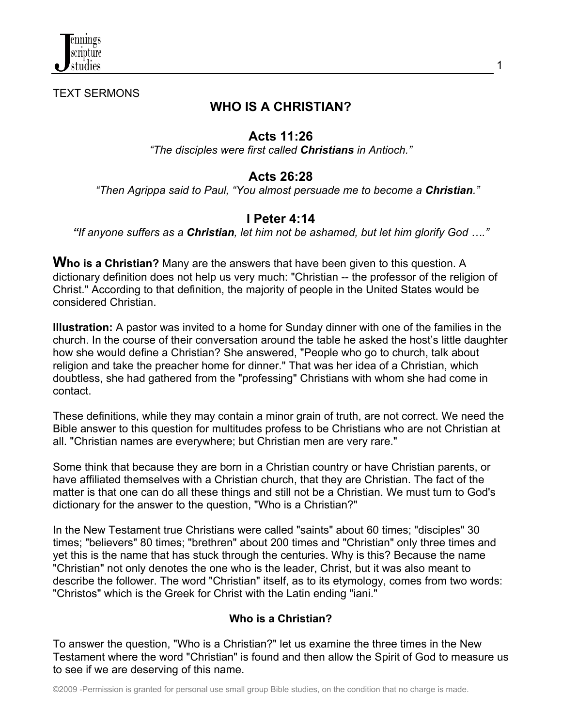TEXT SERMONS

# WHO IS A CHRISTIAN?

## Acts 11:26

*"The disciples were first called **Christians** in Antioch."*

## Acts 26:28

*"Then Agrippa said to Paul, "You almost persuade me to become a **Christian**."*

## I Peter 4:14

***"****If anyone suffers as a **Christian**, let him not be ashamed, but let him glorify God …."*

**Who is a Christian?** Many are the answers that have been given to this question. A dictionary definition does not help us very much: "Christian -- the professor of the religion of Christ." According to that definition, the majority of people in the United States would be considered Christian.

**Illustration:** A pastor was invited to a home for Sunday dinner with one of the families in the church. In the course of their conversation around the table he asked the host's little daughter how she would define a Christian? She answered, "People who go to church, talk about religion and take the preacher home for dinner." That was her idea of a Christian, which doubtless, she had gathered from the "professing" Christians with whom she had come in contact.

These definitions, while they may contain a minor grain of truth, are not correct. We need the Bible answer to this question for multitudes profess to be Christians who are not Christian at all. "Christian names are everywhere; but Christian men are very rare."

Some think that because they are born in a Christian country or have Christian parents, or have affiliated themselves with a Christian church, that they are Christian. The fact of the matter is that one can do all these things and still not be a Christian. We must turn to God's dictionary for the answer to the question, "Who is a Christian?"

In the New Testament true Christians were called "saints" about 60 times; "disciples" 30 times; "believers" 80 times; "brethren" about 200 times and "Christian" only three times and yet this is the name that has stuck through the centuries. Why is this? Because the name "Christian" not only denotes the one who is the leader, Christ, but it was also meant to describe the follower. The word "Christian" itself, as to its etymology, comes from two words: "Christos" which is the Greek for Christ with the Latin ending "iani."

**Who is a Christian?**

To answer the question, "Who is a Christian?" let us examine the three times in the New Testament where the word "Christian" is found and then allow the Spirit of God to measure us to see if we are deserving of this name.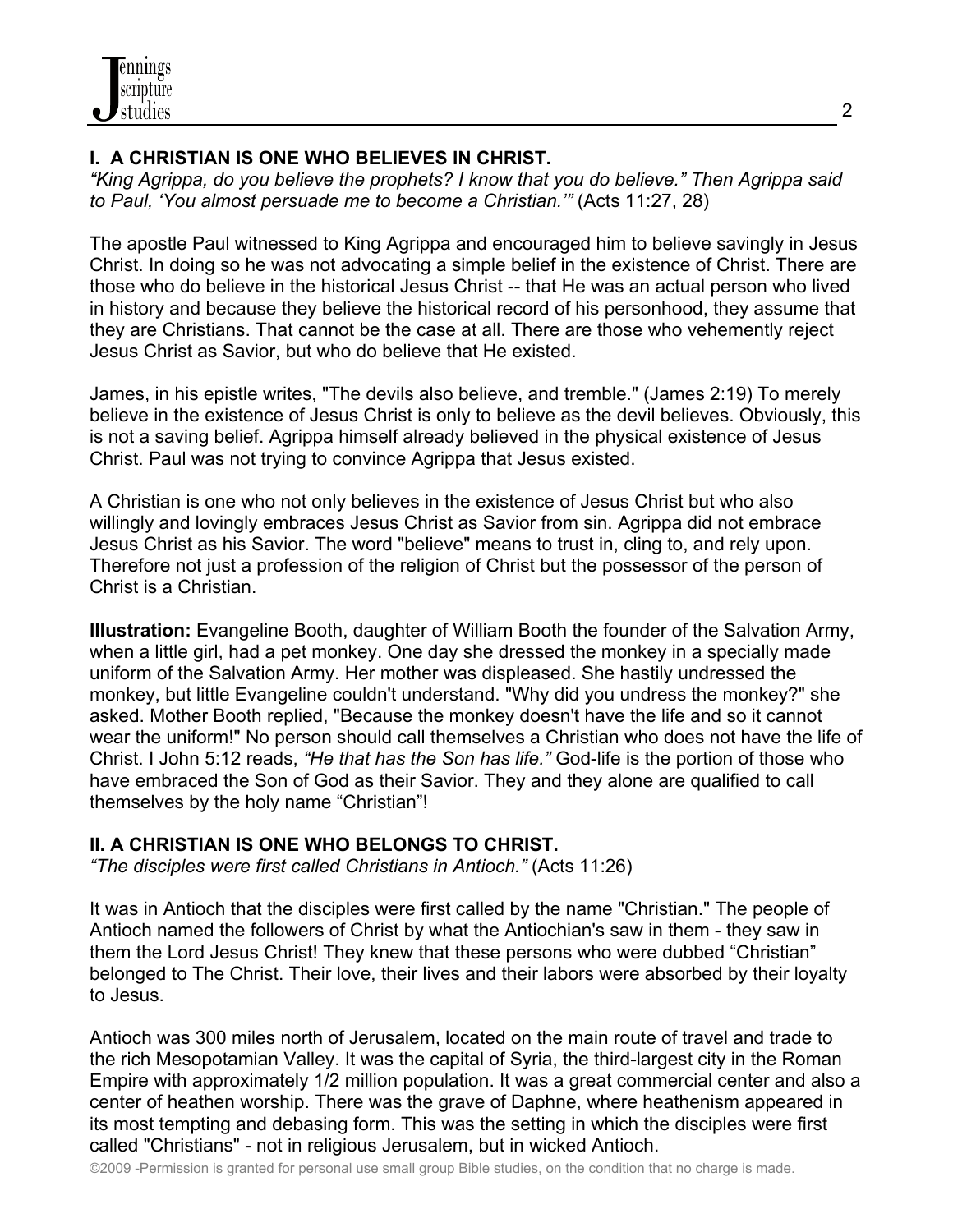## I. A CHRISTIAN IS ONE WHO BELIEVES IN CHRIST.

*"King Agrippa, do you believe the prophets? I know that you do believe." Then Agrippa said to Paul, 'You almost persuade me to become a Christian.'"* (Acts 11:27, 28)

The apostle Paul witnessed to King Agrippa and encouraged him to believe savingly in Jesus Christ. In doing so he was not advocating a simple belief in the existence of Christ. There are those who do believe in the historical Jesus Christ -- that He was an actual person who lived in history and because they believe the historical record of his personhood, they assume that they are Christians. That cannot be the case at all. There are those who vehemently reject Jesus Christ as Savior, but who do believe that He existed.

James, in his epistle writes, "The devils also believe, and tremble." (James 2:19) To merely believe in the existence of Jesus Christ is only to believe as the devil believes. Obviously, this is not a saving belief. Agrippa himself already believed in the physical existence of Jesus Christ. Paul was not trying to convince Agrippa that Jesus existed.

A Christian is one who not only believes in the existence of Jesus Christ but who also willingly and lovingly embraces Jesus Christ as Savior from sin. Agrippa did not embrace Jesus Christ as his Savior. The word "believe" means to trust in, cling to, and rely upon. Therefore not just a profession of the religion of Christ but the possessor of the person of Christ is a Christian.

**Illustration:** Evangeline Booth, daughter of William Booth the founder of the Salvation Army, when a little girl, had a pet monkey. One day she dressed the monkey in a specially made uniform of the Salvation Army. Her mother was displeased. She hastily undressed the monkey, but little Evangeline couldn't understand. "Why did you undress the monkey?" she asked. Mother Booth replied, "Because the monkey doesn't have the life and so it cannot wear the uniform!" No person should call themselves a Christian who does not have the life of Christ. I John 5:12 reads, *"He that has the Son has life."* God-life is the portion of those who have embraced the Son of God as their Savior. They and they alone are qualified to call themselves by the holy name "Christian"!

## II. A CHRISTIAN IS ONE WHO BELONGS TO CHRIST.

*"The disciples were first called Christians in Antioch."* (Acts 11:26)

It was in Antioch that the disciples were first called by the name "Christian." The people of Antioch named the followers of Christ by what the Antiochian's saw in them - they saw in them the Lord Jesus Christ! They knew that these persons who were dubbed "Christian" belonged to The Christ. Their love, their lives and their labors were absorbed by their loyalty to Jesus.

Antioch was 300 miles north of Jerusalem, located on the main route of travel and trade to the rich Mesopotamian Valley. It was the capital of Syria, the third-largest city in the Roman Empire with approximately 1/2 million population. It was a great commercial center and also a center of heathen worship. There was the grave of Daphne, where heathenism appeared in its most tempting and debasing form. This was the setting in which the disciples were first called "Christians" - not in religious Jerusalem, but in wicked Antioch.

©2009 -Permission is granted for personal use small group Bible studies, on the condition that no charge is made.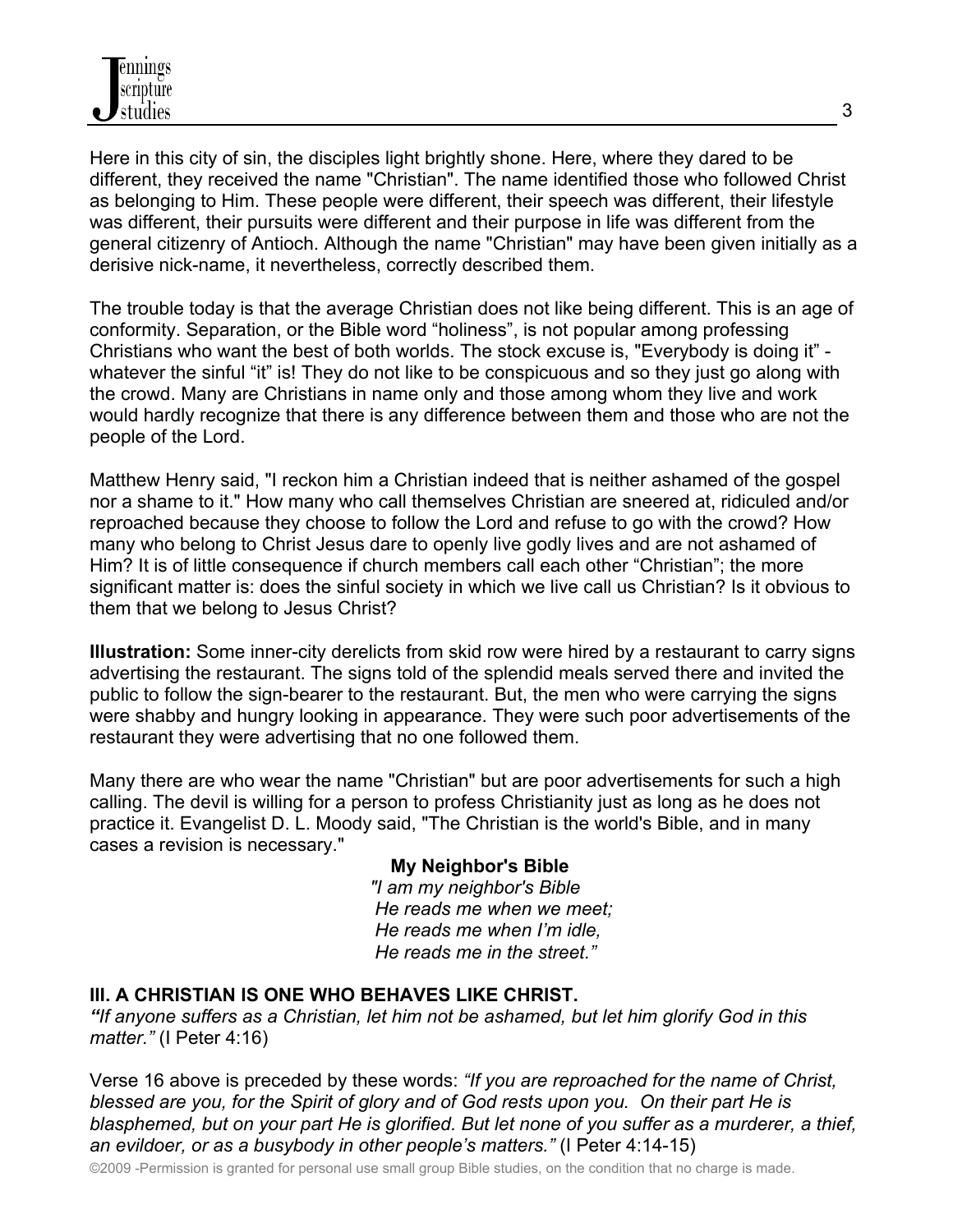Here in this city of sin, the disciples light brightly shone. Here, where they dared to be different, they received the name "Christian". The name identified those who followed Christ as belonging to Him. These people were different, their speech was different, their lifestyle was different, their pursuits were different and their purpose in life was different from the general citizenry of Antioch. Although the name "Christian" may have been given initially as a derisive nick-name, it nevertheless, correctly described them.

The trouble today is that the average Christian does not like being different. This is an age of conformity. Separation, or the Bible word "holiness", is not popular among professing Christians who want the best of both worlds. The stock excuse is, "Everybody is doing it" - whatever the sinful "it" is! They do not like to be conspicuous and so they just go along with the crowd. Many are Christians in name only and those among whom they live and work would hardly recognize that there is any difference between them and those who are not the people of the Lord.

Matthew Henry said, "I reckon him a Christian indeed that is neither ashamed of the gospel nor a shame to it." How many who call themselves Christian are sneered at, ridiculed and/or reproached because they choose to follow the Lord and refuse to go with the crowd? How many who belong to Christ Jesus dare to openly live godly lives and are not ashamed of Him? It is of little consequence if church members call each other "Christian"; the more significant matter is: does the sinful society in which we live call us Christian? Is it obvious to them that we belong to Jesus Christ?

**Illustration:** Some inner-city derelicts from skid row were hired by a restaurant to carry signs advertising the restaurant. The signs told of the splendid meals served there and invited the public to follow the sign-bearer to the restaurant. But, the men who were carrying the signs were shabby and hungry looking in appearance. They were such poor advertisements of the restaurant they were advertising that no one followed them.

Many there are who wear the name "Christian" but are poor advertisements for such a high calling. The devil is willing for a person to profess Christianity just as long as he does not practice it. Evangelist D. L. Moody said, "The Christian is the world's Bible, and in many cases a revision is necessary."

**My Neighbor's Bible**

*"I am my neighbor's Bible*
*He reads me when we meet;*
*He reads me when I'm idle,*
*He reads me in the street."*

### III. A CHRISTIAN IS ONE WHO BEHAVES LIKE CHRIST.

***"****If anyone suffers as a Christian, let him not be ashamed, but let him glorify God in this matter."* (I Peter 4:16)

Verse 16 above is preceded by these words: *"If you are reproached for the name of Christ, blessed are you, for the Spirit of glory and of God rests upon you. On their part He is blasphemed, but on your part He is glorified. But let none of you suffer as a murderer, a thief, an evildoer, or as a busybody in other people's matters."* (I Peter 4:14-15)

©2009 -Permission is granted for personal use small group Bible studies, on the condition that no charge is made.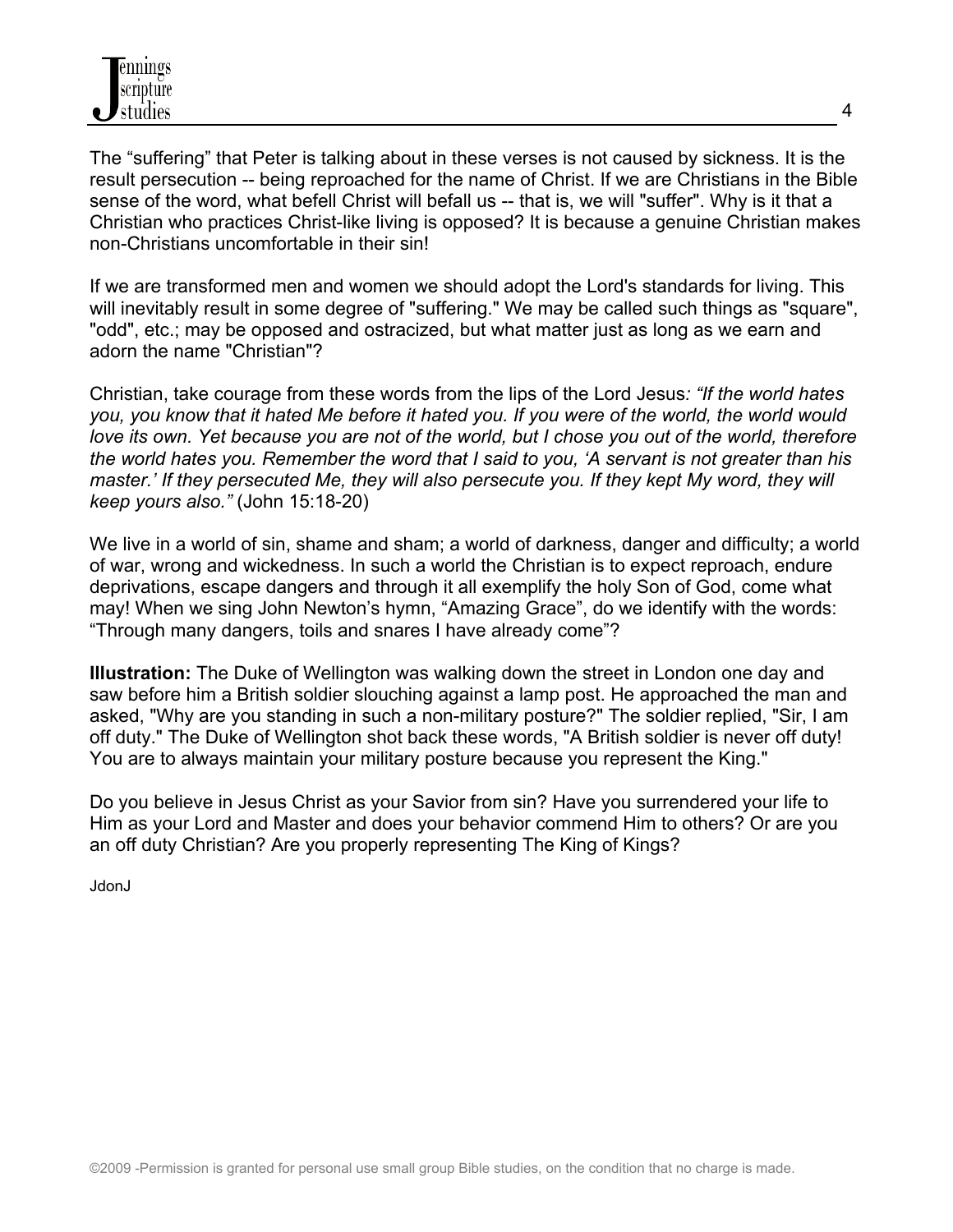The “suffering” that Peter is talking about in these verses is not caused by sickness. It is the result persecution -- being reproached for the name of Christ. If we are Christians in the Bible sense of the word, what befell Christ will befall us -- that is, we will "suffer". Why is it that a Christian who practices Christ-like living is opposed? It is because a genuine Christian makes non-Christians uncomfortable in their sin!

If we are transformed men and women we should adopt the Lord's standards for living. This will inevitably result in some degree of "suffering." We may be called such things as "square", "odd", etc.; may be opposed and ostracized, but what matter just as long as we earn and adorn the name "Christian"?

Christian, take courage from these words from the lips of the Lord Jesus*: “If the world hates you, you know that it hated Me before it hated you. If you were of the world, the world would love its own. Yet because you are not of the world, but I chose you out of the world, therefore the world hates you. Remember the word that I said to you, ‘A servant is not greater than his master.’ If they persecuted Me, they will also persecute you. If they kept My word, they will keep yours also.”* (John 15:18-20)

We live in a world of sin, shame and sham; a world of darkness, danger and difficulty; a world of war, wrong and wickedness. In such a world the Christian is to expect reproach, endure deprivations, escape dangers and through it all exemplify the holy Son of God, come what may! When we sing John Newton’s hymn, “Amazing Grace”, do we identify with the words: “Through many dangers, toils and snares I have already come”?

**Illustration:** The Duke of Wellington was walking down the street in London one day and saw before him a British soldier slouching against a lamp post. He approached the man and asked, "Why are you standing in such a non-military posture?" The soldier replied, "Sir, I am off duty." The Duke of Wellington shot back these words, "A British soldier is never off duty! You are to always maintain your military posture because you represent the King."

Do you believe in Jesus Christ as your Savior from sin? Have you surrendered your life to Him as your Lord and Master and does your behavior commend Him to others? Or are you an off duty Christian? Are you properly representing The King of Kings?

JdonJ

©2009 -Permission is granted for personal use small group Bible studies, on the condition that no charge is made.